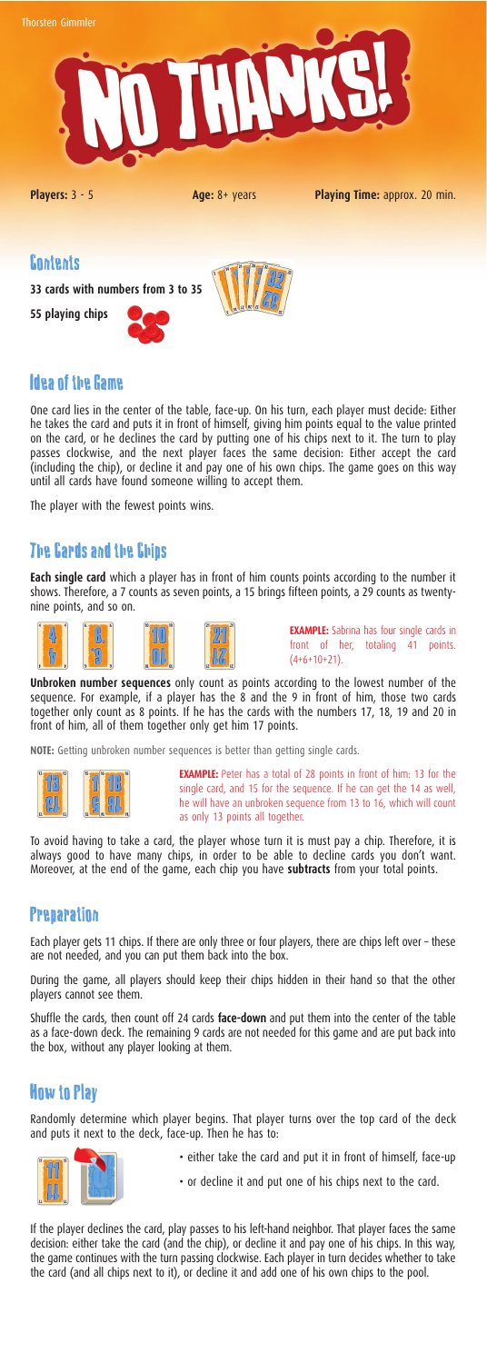Thorsten Gimmler

# NO THANKS!

**Players:** 3 - 5 **Age:** 8+ years **Playing Time:** approx. 20 min.

## Contents

**33 cards with numbers from 3 to 35**

**55 playing chips**

## Idea of the Game

One card lies in the center of the table, face-up. On his turn, each player must decide: Either he takes the card and puts it in front of himself, giving him points equal to the value printed on the card, or he declines the card by putting one of his chips next to it. The turn to play passes clockwise, and the next player faces the same decision: Either accept the card (including the chip), or decline it and pay one of his own chips. The game goes on this way until all cards have found someone willing to accept them.

The player with the fewest points wins.

## The Cards and the Chips

**Each single card** which a player has in front of him counts points according to the number it shows. Therefore, a 7 counts as seven points, a 15 brings fifteen points, a 29 counts as twenty-nine points, and so on.

**EXAMPLE:** Sabrina has four single cards in front of her, totaling 41 points. (4+6+10+21).

**Unbroken number sequences** only count as points according to the lowest number of the sequence. For example, if a player has the 8 and the 9 in front of him, those two cards together only count as 8 points. If he has the cards with the numbers 17, 18, 19 and 20 in front of him, all of them together only get him 17 points.

**NOTE:** Getting unbroken number sequences is better than getting single cards.

**EXAMPLE:** Peter has a total of 28 points in front of him: 13 for the single card, and 15 for the sequence. If he can get the 14 as well, he will have an unbroken sequence from 13 to 16, which will count as only 13 points all together.

To avoid having to take a card, the player whose turn it is must pay a chip. Therefore, it is always good to have many chips, in order to be able to decline cards you don't want. Moreover, at the end of the game, each chip you have **subtracts** from your total points.

## Preparation

Each player gets 11 chips. If there are only three or four players, there are chips left over – these are not needed, and you can put them back into the box.

During the game, all players should keep their chips hidden in their hand so that the other players cannot see them.

Shuffle the cards, then count off 24 cards **face-down** and put them into the center of the table as a face-down deck. The remaining 9 cards are not needed for this game and are put back into the box, without any player looking at them.

## How to Play

Randomly determine which player begins. That player turns over the top card of the deck and puts it next to the deck, face-up. Then he has to:

- either take the card and put it in front of himself, face-up
- or decline it and put one of his chips next to the card.

If the player declines the card, play passes to his left-hand neighbor. That player faces the same decision: either take the card (and the chip), or decline it and pay one of his chips. In this way, the game continues with the turn passing clockwise. Each player in turn decides whether to take the card (and all chips next to it), or decline it and add one of his own chips to the pool.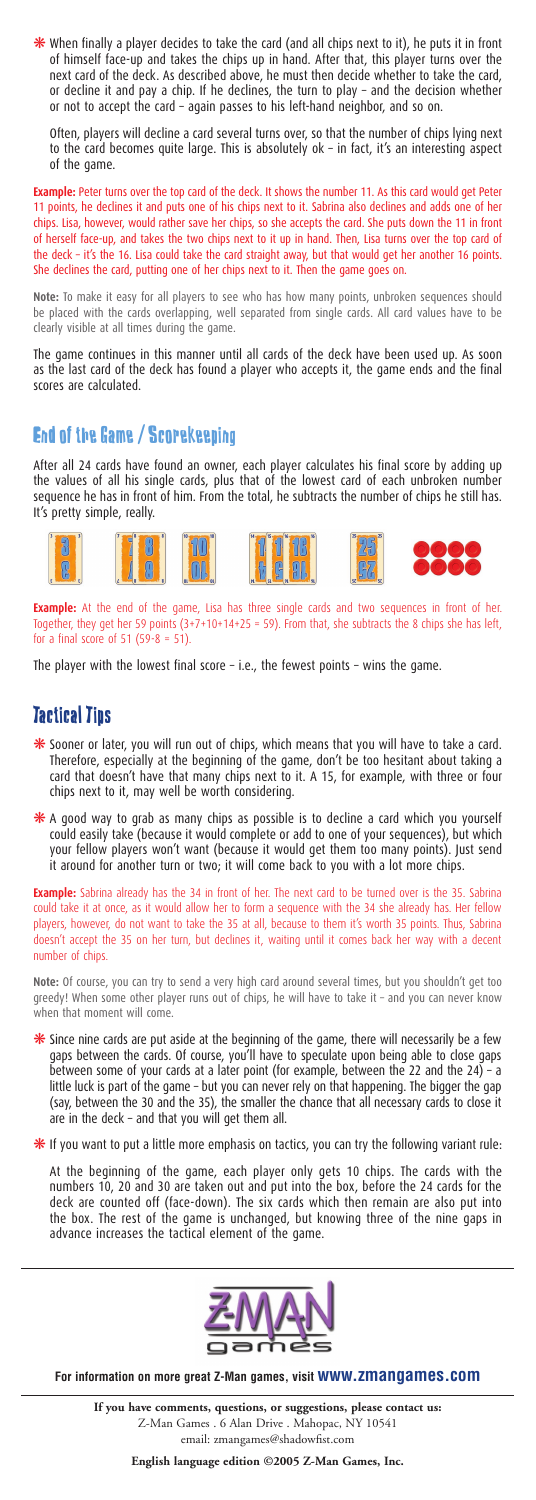* When finally a player decides to take the card (and all chips next to it), he puts it in front of himself face-up and takes the chips up in hand. After that, this player turns over the next card of the deck. As described above, he must then decide whether to take the card, or decline it and pay a chip. If he declines, the turn to play – and the decision whether or not to accept the card – again passes to his left-hand neighbor, and so on.

Often, players will decline a card several turns over, so that the number of chips lying next to the card becomes quite large. This is absolutely ok – in fact, it's an interesting aspect of the game.

**Example:** Peter turns over the top card of the deck. It shows the number 11. As this card would get Peter 11 points, he declines it and puts one of his chips next to it. Sabrina also declines and adds one of her chips. Lisa, however, would rather save her chips, so she accepts the card. She puts down the 11 in front of herself face-up, and takes the two chips next to it up in hand. Then, Lisa turns over the top card of the deck – it's the 16. Lisa could take the card straight away, but that would get her another 16 points. She declines the card, putting one of her chips next to it. Then the game goes on.

**Note:** To make it easy for all players to see who has how many points, unbroken sequences should be placed with the cards overlapping, well separated from single cards. All card values have to be clearly visible at all times during the game.

The game continues in this manner until all cards of the deck have been used up. As soon as the last card of the deck has found a player who accepts it, the game ends and the final scores are calculated.

## End of the Game / Scorekeeping

After all 24 cards have found an owner, each player calculates his final score by adding up the values of all his single cards, plus that of the lowest card of each unbroken number sequence he has in front of him. From the total, he subtracts the number of chips he still has. It's pretty simple, really.

**Example:** At the end of the game, Lisa has three single cards and two sequences in front of her. Together, they get her 59 points (3+7+10+14+25 = 59). From that, she subtracts the 8 chips she has left, for a final score of 51 (59-8 = 51).

The player with the lowest final score – i.e., the fewest points – wins the game.

## Tactical Tips

* Sooner or later, you will run out of chips, which means that you will have to take a card. Therefore, especially at the beginning of the game, don't be too hesitant about taking a card that doesn't have that many chips next to it. A 15, for example, with three or four chips next to it, may well be worth considering.

* A good way to grab as many chips as possible is to decline a card which you yourself could easily take (because it would complete or add to one of your sequences), but which your fellow players won't want (because it would get them too many points). Just send it around for another turn or two; it will come back to you with a lot more chips.

**Example:** Sabrina already has the 34 in front of her. The next card to be turned over is the 35. Sabrina could take it at once, as it would allow her to form a sequence with the 34 she already has. Her fellow players, however, do not want to take the 35 at all, because to them it's worth 35 points. Thus, Sabrina doesn't accept the 35 on her turn, but declines it, waiting until it comes back her way with a decent number of chips.

**Note:** Of course, you can try to send a very high card around several times, but you shouldn't get too greedy! When some other player runs out of chips, he will have to take it – and you can never know when that moment will come.

* Since nine cards are put aside at the beginning of the game, there will necessarily be a few gaps between the cards. Of course, you'll have to speculate upon being able to close gaps between some of your cards at a later point (for example, between the 22 and the 24) – a little luck is part of the game – but you can never rely on that happening. The bigger the gap (say, between the 30 and the 35), the smaller the chance that all necessary cards to close it are in the deck – and that you will get them all.

* If you want to put a little more emphasis on tactics, you can try the following variant rule:

At the beginning of the game, each player only gets 10 chips. The cards with the numbers 10, 20 and 30 are taken out and put into the box, before the 24 cards for the deck are counted off (face-down). The six cards which then remain are also put into the box. The rest of the game is unchanged, but knowing three of the nine gaps in advance increases the tactical element of the game.

**For information on more great Z-Man games, visit www.zmangames.com**

**If you have comments, questions, or suggestions, please contact us:**
Z-Man Games . 6 Alan Drive . Mahopac, NY 10541
email: zmangames@shadowfist.com

**English language edition ©2005 Z-Man Games, Inc.**